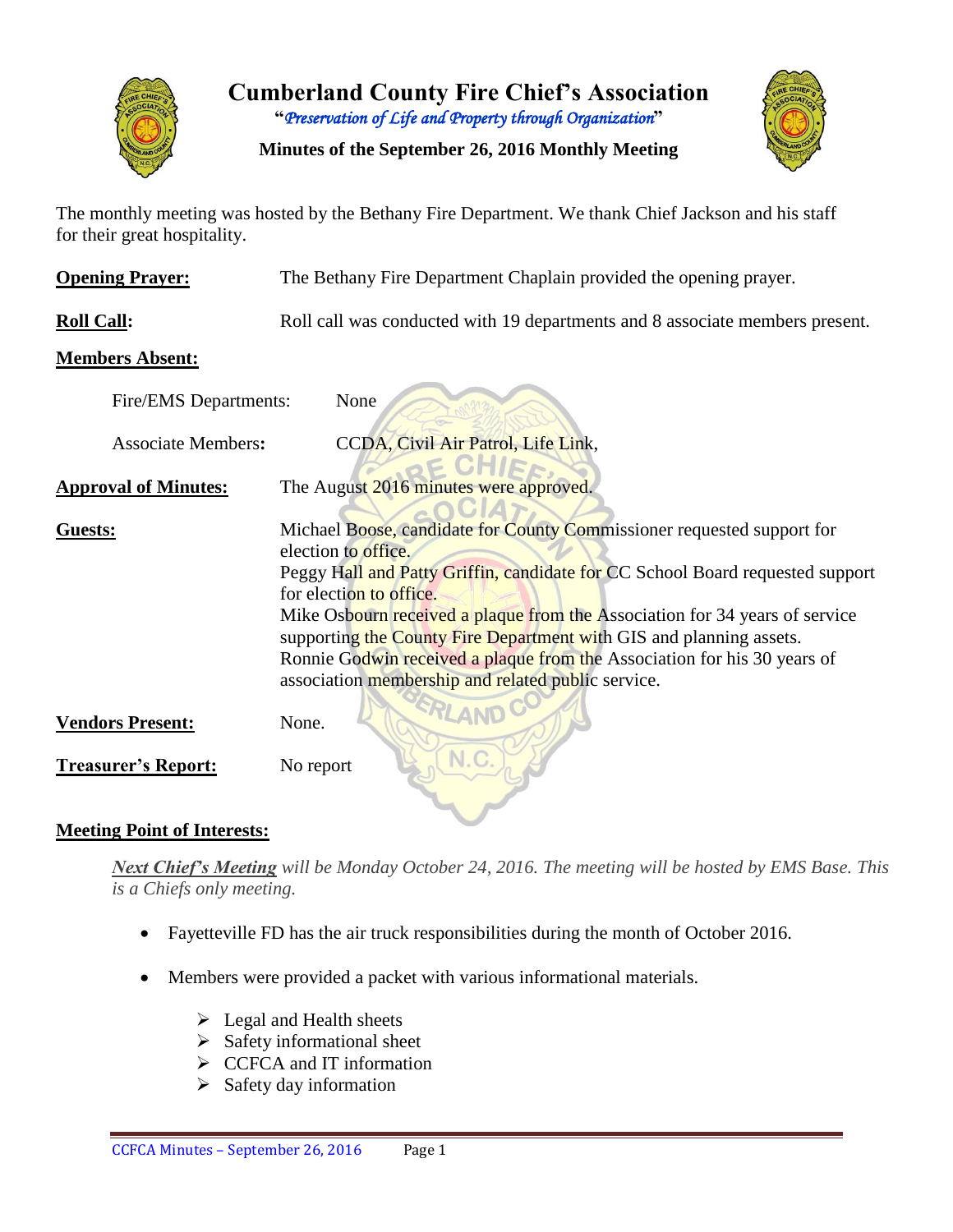# Cumberland County Fire Chief's Association

"*Preservation of Life and Property through Organization*"

**Minutes of the September 26, 2016 Monthly Meeting**

The monthly meeting was hosted by the Bethany Fire Department. We thank Chief Jackson and his staff for their great hospitality.

**Opening Prayer:** The Bethany Fire Department Chaplain provided the opening prayer.

**Roll Call:** Roll call was conducted with 19 departments and 8 associate members present.

**Members Absent:**

Fire/EMS Departments: None

Associate Members: CCDA, Civil Air Patrol, Life Link,

**Approval of Minutes:** The August 2016 minutes were approved.

**Guests:** Michael Boose, candidate for County Commissioner requested support for election to office.
Peggy Hall and Patty Griffin, candidate for CC School Board requested support for election to office.
Mike Osbourn received a plaque from the Association for 34 years of service supporting the County Fire Department with GIS and planning assets.
Ronnie Godwin received a plaque from the Association for his 30 years of association membership and related public service.

**Vendors Present:** None.

**Treasurer's Report:** No report

**Meeting Point of Interests:**

***Next Chief's Meeting*** *will be Monday October 24, 2016. The meeting will be hosted by EMS Base. This is a Chiefs only meeting.*

- Fayetteville FD has the air truck responsibilities during the month of October 2016.
- Members were provided a packet with various informational materials.
  - Legal and Health sheets
  - Safety informational sheet
  - CCFCA and IT information
  - Safety day information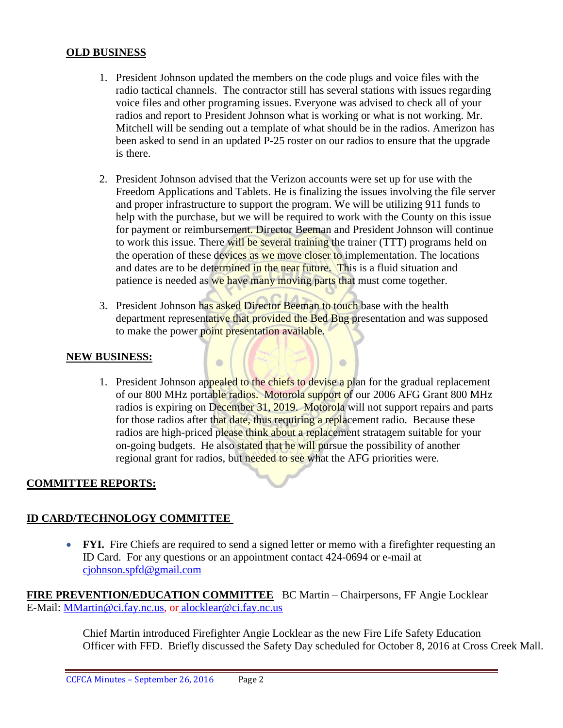## OLD BUSINESS

1. President Johnson updated the members on the code plugs and voice files with the radio tactical channels. The contractor still has several stations with issues regarding voice files and other programing issues. Everyone was advised to check all of your radios and report to President Johnson what is working or what is not working. Mr. Mitchell will be sending out a template of what should be in the radios. Amerizon has been asked to send in an updated P-25 roster on our radios to ensure that the upgrade is there.

2. President Johnson advised that the Verizon accounts were set up for use with the Freedom Applications and Tablets. He is finalizing the issues involving the file server and proper infrastructure to support the program. We will be utilizing 911 funds to help with the purchase, but we will be required to work with the County on this issue for payment or reimbursement. Director Beeman and President Johnson will continue to work this issue. There will be several training the trainer (TTT) programs held on the operation of these devices as we move closer to implementation. The locations and dates are to be determined in the near future. This is a fluid situation and patience is needed as we have many moving parts that must come together.

3. President Johnson has asked Director Beeman to touch base with the health department representative that provided the Bed Bug presentation and was supposed to make the power point presentation available.

## NEW BUSINESS:

1. President Johnson appealed to the chiefs to devise a plan for the gradual replacement of our 800 MHz portable radios. Motorola support of our 2006 AFG Grant 800 MHz radios is expiring on December 31, 2019. Motorola will not support repairs and parts for those radios after that date, thus requiring a replacement radio. Because these radios are high-priced please think about a replacement stratagem suitable for your on-going budgets. He also stated that he will pursue the possibility of another regional grant for radios, but needed to see what the AFG priorities were.

## COMMITTEE REPORTS:

## ID CARD/TECHNOLOGY COMMITTEE

- **FYI.** Fire Chiefs are required to send a signed letter or memo with a firefighter requesting an ID Card. For any questions or an appointment contact 424-0694 or e-mail at cjohnson.spfd@gmail.com

**FIRE PREVENTION/EDUCATION COMMITTEE** BC Martin – Chairpersons, FF Angie Locklear
E-Mail: MMartin@ci.fay.nc.us, or alocklear@ci.fay.nc.us

Chief Martin introduced Firefighter Angie Locklear as the new Fire Life Safety Education Officer with FFD. Briefly discussed the Safety Day scheduled for October 8, 2016 at Cross Creek Mall.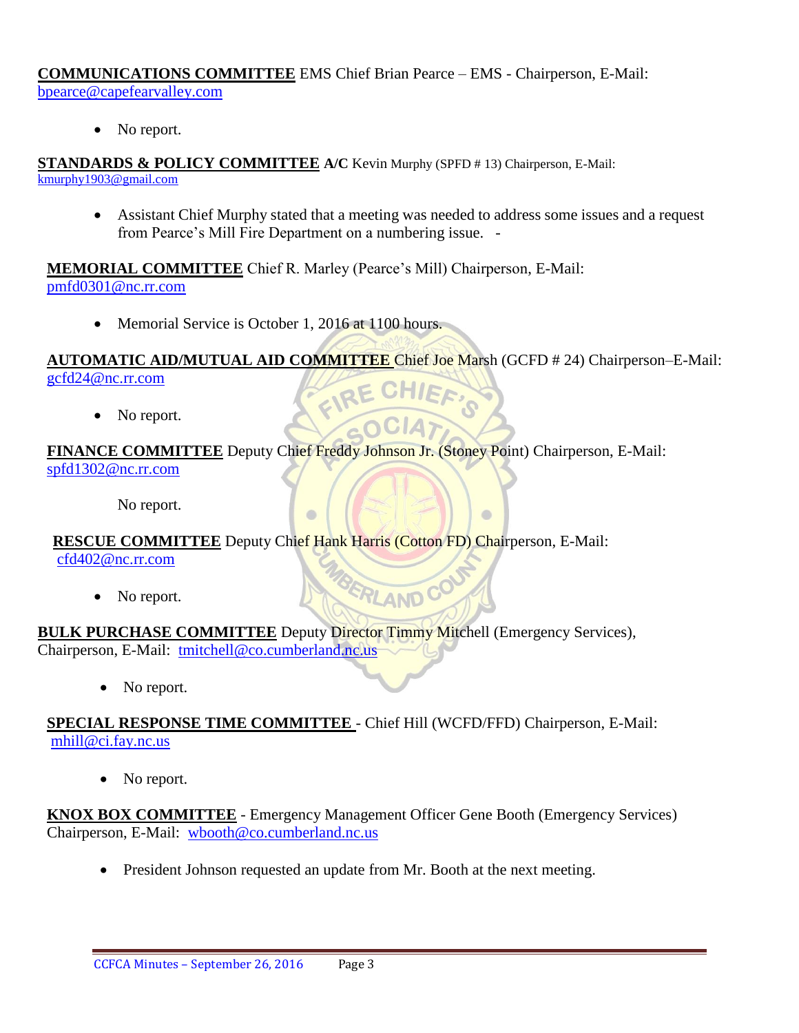**COMMUNICATIONS COMMITTEE** EMS Chief Brian Pearce – EMS - Chairperson, E-Mail: bpearce@capefearvalley.com

- No report.

**STANDARDS & POLICY COMMITTEE A/C** Kevin Murphy (SPFD # 13) Chairperson, E-Mail: kmurphy1903@gmail.com

- Assistant Chief Murphy stated that a meeting was needed to address some issues and a request from Pearce's Mill Fire Department on a numbering issue. -

**MEMORIAL COMMITTEE** Chief R. Marley (Pearce's Mill) Chairperson, E-Mail: pmfd0301@nc.rr.com

- Memorial Service is October 1, 2016 at 1100 hours.

**AUTOMATIC AID/MUTUAL AID COMMITTEE** Chief Joe Marsh (GCFD # 24) Chairperson–E-Mail: gcfd24@nc.rr.com

- No report.

**FINANCE COMMITTEE** Deputy Chief Freddy Johnson Jr. (Stoney Point) Chairperson, E-Mail: spfd1302@nc.rr.com

No report.

**RESCUE COMMITTEE** Deputy Chief Hank Harris (Cotton FD) Chairperson, E-Mail: cfd402@nc.rr.com

- No report.

**BULK PURCHASE COMMITTEE** Deputy Director Timmy Mitchell (Emergency Services), Chairperson, E-Mail: tmitchell@co.cumberland.nc.us

- No report.

**SPECIAL RESPONSE TIME COMMITTEE** - Chief Hill (WCFD/FFD) Chairperson, E-Mail: mhill@ci.fay.nc.us

- No report.

**KNOX BOX COMMITTEE** - Emergency Management Officer Gene Booth (Emergency Services) Chairperson, E-Mail: wbooth@co.cumberland.nc.us

- President Johnson requested an update from Mr. Booth at the next meeting.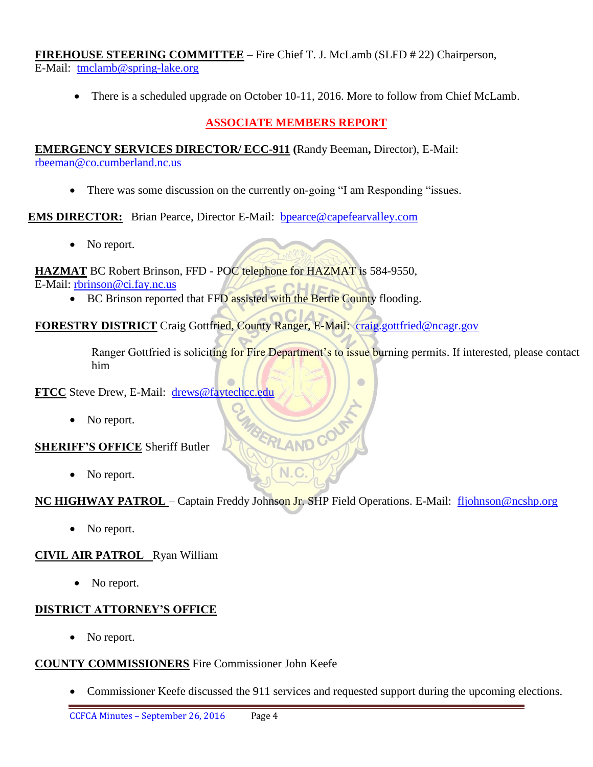**FIREHOUSE STEERING COMMITTEE** – Fire Chief T. J. McLamb (SLFD # 22) Chairperson, E-Mail: tmclamb@spring-lake.org

- There is a scheduled upgrade on October 10-11, 2016. More to follow from Chief McLamb.

## ASSOCIATE MEMBERS REPORT

**EMERGENCY SERVICES DIRECTOR/ ECC-911 (**Randy Beeman**,** Director), E-Mail: rbeeman@co.cumberland.nc.us

- There was some discussion on the currently on-going “I am Responding “issues.

**EMS DIRECTOR:** Brian Pearce, Director E-Mail: bpearce@capefearvalley.com

- No report.

**HAZMAT** BC Robert Brinson, FFD - POC telephone for HAZMAT is 584-9550, E-Mail: rbrinson@ci.fay.nc.us

- BC Brinson reported that FFD assisted with the Bertie County flooding.

**FORESTRY DISTRICT** Craig Gottfried, County Ranger, E-Mail: craig.gottfried@ncagr.gov

Ranger Gottfried is soliciting for Fire Department’s to issue burning permits. If interested, please contact him

**FTCC** Steve Drew, E-Mail: drews@faytechcc.edu

- No report.

**SHERIFF’S OFFICE** Sheriff Butler

- No report.

**NC HIGHWAY PATROL** – Captain Freddy Johnson Jr. SHP Field Operations. E-Mail: fljohnson@ncshp.org

- No report.

**CIVIL AIR PATROL** Ryan William

- No report.

**DISTRICT ATTORNEY’S OFFICE**

- No report.

**COUNTY COMMISSIONERS** Fire Commissioner John Keefe

- Commissioner Keefe discussed the 911 services and requested support during the upcoming elections.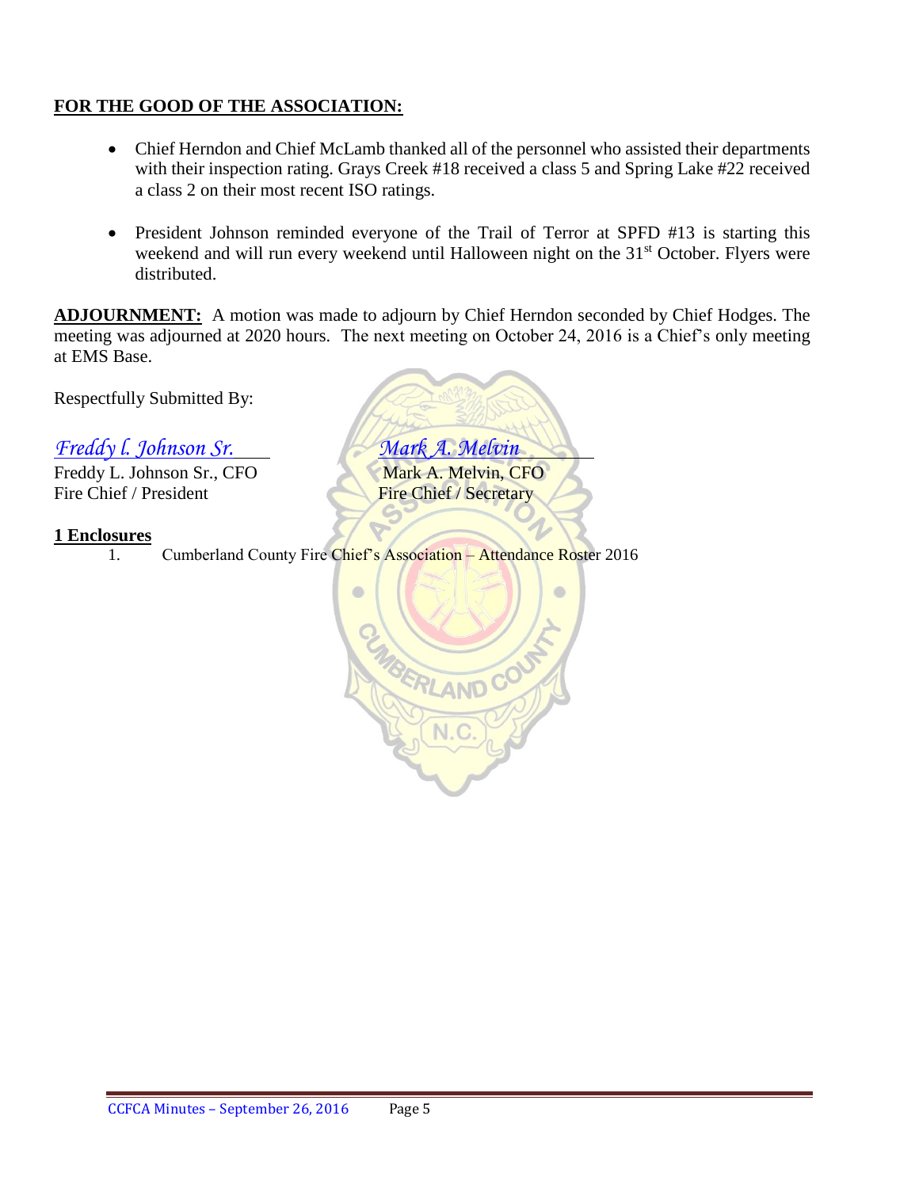**FOR THE GOOD OF THE ASSOCIATION:**

- Chief Herndon and Chief McLamb thanked all of the personnel who assisted their departments with their inspection rating. Grays Creek #18 received a class 5 and Spring Lake #22 received a class 2 on their most recent ISO ratings.

- President Johnson reminded everyone of the Trail of Terror at SPFD #13 is starting this weekend and will run every weekend until Halloween night on the 31st October. Flyers were distributed.

**ADJOURNMENT:** A motion was made to adjourn by Chief Herndon seconded by Chief Hodges. The meeting was adjourned at 2020 hours. The next meeting on October 24, 2016 is a Chief's only meeting at EMS Base.

Respectfully Submitted By:

*Freddy l. Johnson Sr.*
Freddy L. Johnson Sr., CFO
Fire Chief / President

*Mark A. Melvin*
Mark A. Melvin, CFO
Fire Chief / Secretary

**1 Enclosures**

1. Cumberland County Fire Chief's Association – Attendance Roster 2016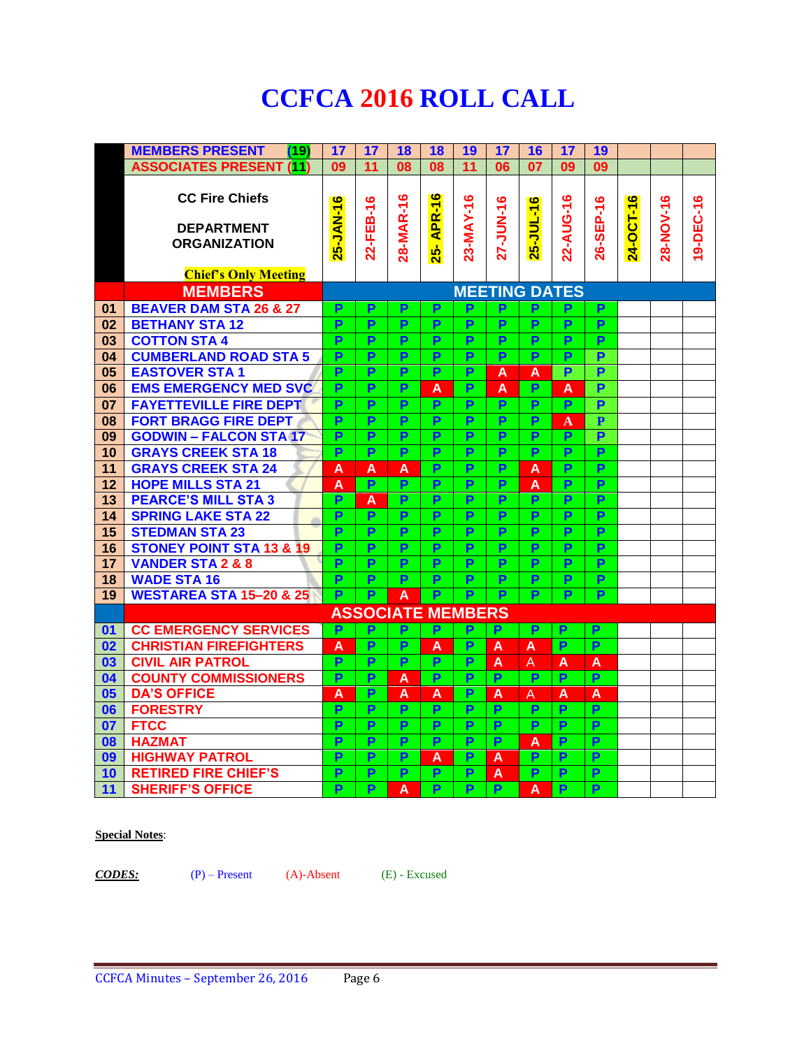# CCFCA 2016 ROLL CALL

| | | 25-JAN-16 | 22-FEB-16 | 28-MAR-16 | 25- APR-16 | 23-MAY-16 | 27-JUN-16 | 25-JUL-16 | 22-AUG-16 | 26-SEP-16 | 24-OCT-16 | 28-NOV-16 | 19-DEC-16 |
|---|---|---|---|---|---|---|---|---|---|---|---|---|---|
| | MEMBERS PRESENT (19) | 17 | 17 | 18 | 18 | 19 | 17 | 16 | 17 | 19 | | | |
| | ASSOCIATES PRESENT (11) | 09 | 11 | 08 | 08 | 11 | 06 | 07 | 09 | 09 | | | |
| | CC Fire Chiefs DEPARTMENT ORGANIZATION Chief's Only Meeting | | | | | | | | | | | | |
| | **MEMBERS** | **MEETING DATES** | | | | | | | | | | | |
| 01 | BEAVER DAM STA 26 & 27 | P | P | P | P | P | P | P | P | P | | | |
| 02 | BETHANY STA 12 | P | P | P | P | P | P | P | P | P | | | |
| 03 | COTTON STA 4 | P | P | P | P | P | P | P | P | P | | | |
| 04 | CUMBERLAND ROAD STA 5 | P | P | P | P | P | P | P | P | P | | | |
| 05 | EASTOVER STA 1 | P | P | P | P | P | A | A | P | P | | | |
| 06 | EMS EMERGENCY MED SVC | P | P | P | A | P | A | P | A | P | | | |
| 07 | FAYETTEVILLE FIRE DEPT | P | P | P | P | P | P | P | P | P | | | |
| 08 | FORT BRAGG FIRE DEPT | P | P | P | P | P | P | P | A | P | | | |
| 09 | GODWIN – FALCON STA 17 | P | P | P | P | P | P | P | P | P | | | |
| 10 | GRAYS CREEK STA 18 | P | P | P | P | P | P | P | P | P | | | |
| 11 | GRAYS CREEK STA 24 | A | A | A | P | P | P | A | P | P | | | |
| 12 | HOPE MILLS STA 21 | A | P | P | P | P | P | A | P | P | | | |
| 13 | PEARCE'S MILL STA 3 | P | A | P | P | P | P | P | P | P | | | |
| 14 | SPRING LAKE STA 22 | P | P | P | P | P | P | P | P | P | | | |
| 15 | STEDMAN STA 23 | P | P | P | P | P | P | P | P | P | | | |
| 16 | STONEY POINT STA 13 & 19 | P | P | P | P | P | P | P | P | P | | | |
| 17 | VANDER STA 2 & 8 | P | P | P | P | P | P | P | P | P | | | |
| 18 | WADE STA 16 | P | P | P | P | P | P | P | P | P | | | |
| 19 | WESTAREA STA 15–20 & 25 | P | P | A | P | P | P | P | P | P | | | |
| | **ASSOCIATE MEMBERS** | | | | | | | | | | | | |
| 01 | CC EMERGENCY SERVICES | P | P | P | P | P | P | P | P | P | | | |
| 02 | CHRISTIAN FIREFIGHTERS | A | P | P | A | P | A | A | P | P | | | |
| 03 | CIVIL AIR PATROL | P | P | P | P | P | A | A | A | A | | | |
| 04 | COUNTY COMMISSIONERS | P | P | A | P | P | P | P | P | P | | | |
| 05 | DA'S OFFICE | A | P | A | A | P | A | A | A | A | | | |
| 06 | FORESTRY | P | P | P | P | P | P | P | P | P | | | |
| 07 | FTCC | P | P | P | P | P | P | P | P | P | | | |
| 08 | HAZMAT | P | P | P | P | P | P | A | P | P | | | |
| 09 | HIGHWAY PATROL | P | P | P | A | P | A | P | P | P | | | |
| 10 | RETIRED FIRE CHIEF'S | P | P | P | P | P | A | P | P | P | | | |
| 11 | SHERIFF'S OFFICE | P | P | A | P | P | P | A | P | P | | | |

**Special Notes**:

***CODES:*** (P) – Present (A)-Absent (E) - Excused